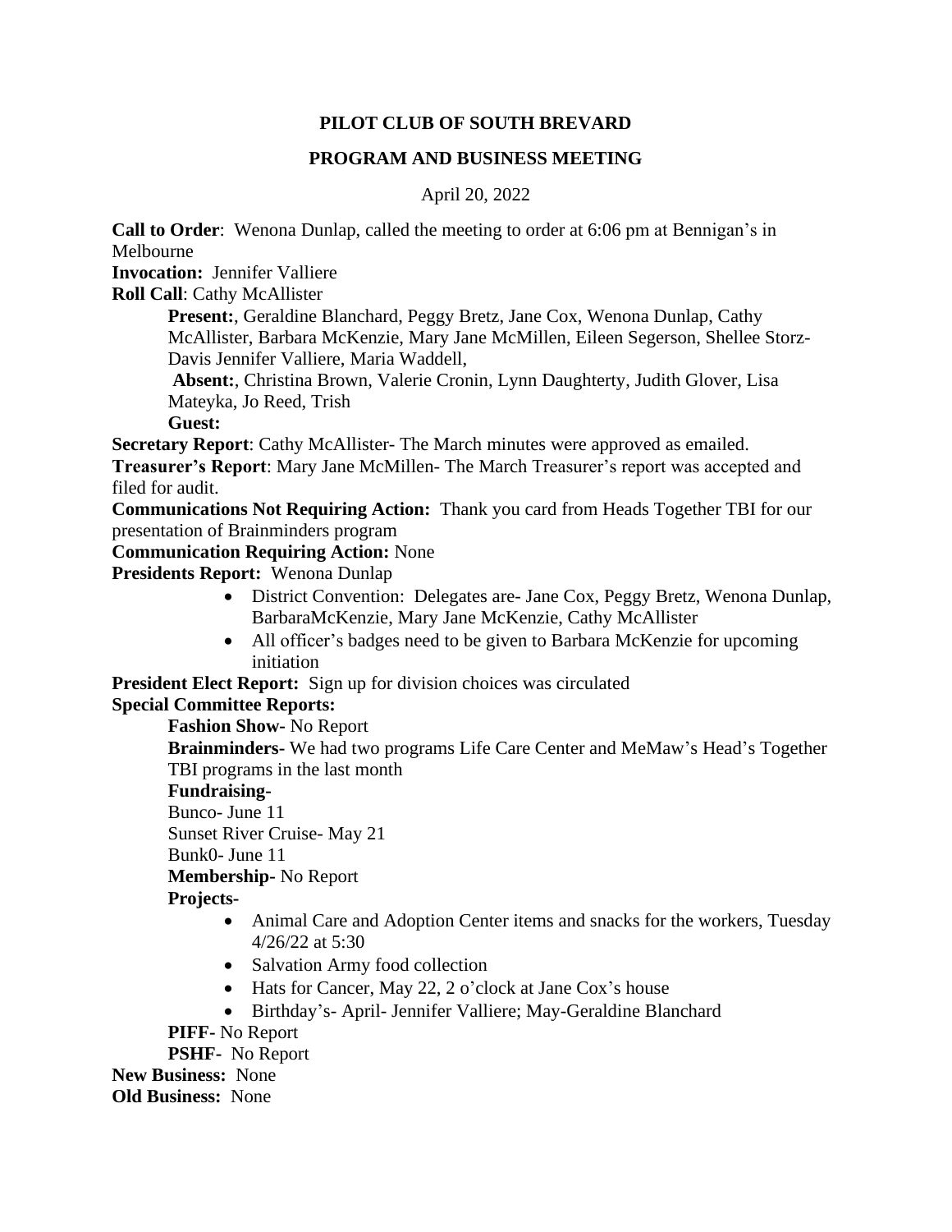# PILOT CLUB OF SOUTH BREVARD

## PROGRAM AND BUSINESS MEETING

April 20, 2022

**Call to Order**: Wenona Dunlap, called the meeting to order at 6:06 pm at Bennigan's in Melbourne

**Invocation:** Jennifer Valliere

**Roll Call**: Cathy McAllister

**Present:**, Geraldine Blanchard, Peggy Bretz, Jane Cox, Wenona Dunlap, Cathy McAllister, Barbara McKenzie, Mary Jane McMillen, Eileen Segerson, Shellee Storz-Davis Jennifer Valliere, Maria Waddell,

**Absent:**, Christina Brown, Valerie Cronin, Lynn Daughterty, Judith Glover, Lisa Mateyka, Jo Reed, Trish

**Guest:**

**Secretary Report**: Cathy McAllister- The March minutes were approved as emailed.

**Treasurer's Report**: Mary Jane McMillen- The March Treasurer's report was accepted and filed for audit.

**Communications Not Requiring Action:** Thank you card from Heads Together TBI for our presentation of Brainminders program

**Communication Requiring Action:** None

**Presidents Report:** Wenona Dunlap

- District Convention: Delegates are- Jane Cox, Peggy Bretz, Wenona Dunlap, BarbaraMcKenzie, Mary Jane McKenzie, Cathy McAllister
- All officer's badges need to be given to Barbara McKenzie for upcoming initiation

**President Elect Report:** Sign up for division choices was circulated

**Special Committee Reports:**

**Fashion Show-** No Report

**Brainminders-** We had two programs Life Care Center and MeMaw's Head's Together TBI programs in the last month

**Fundraising-**

Bunco- June 11

Sunset River Cruise- May 21

Bunk0- June 11

**Membership-** No Report

**Projects-**

- Animal Care and Adoption Center items and snacks for the workers, Tuesday 4/26/22 at 5:30
- Salvation Army food collection
- Hats for Cancer, May 22, 2 o'clock at Jane Cox's house
- Birthday's- April- Jennifer Valliere; May-Geraldine Blanchard

**PIFF-** No Report

**PSHF-** No Report

**New Business:** None

**Old Business:** None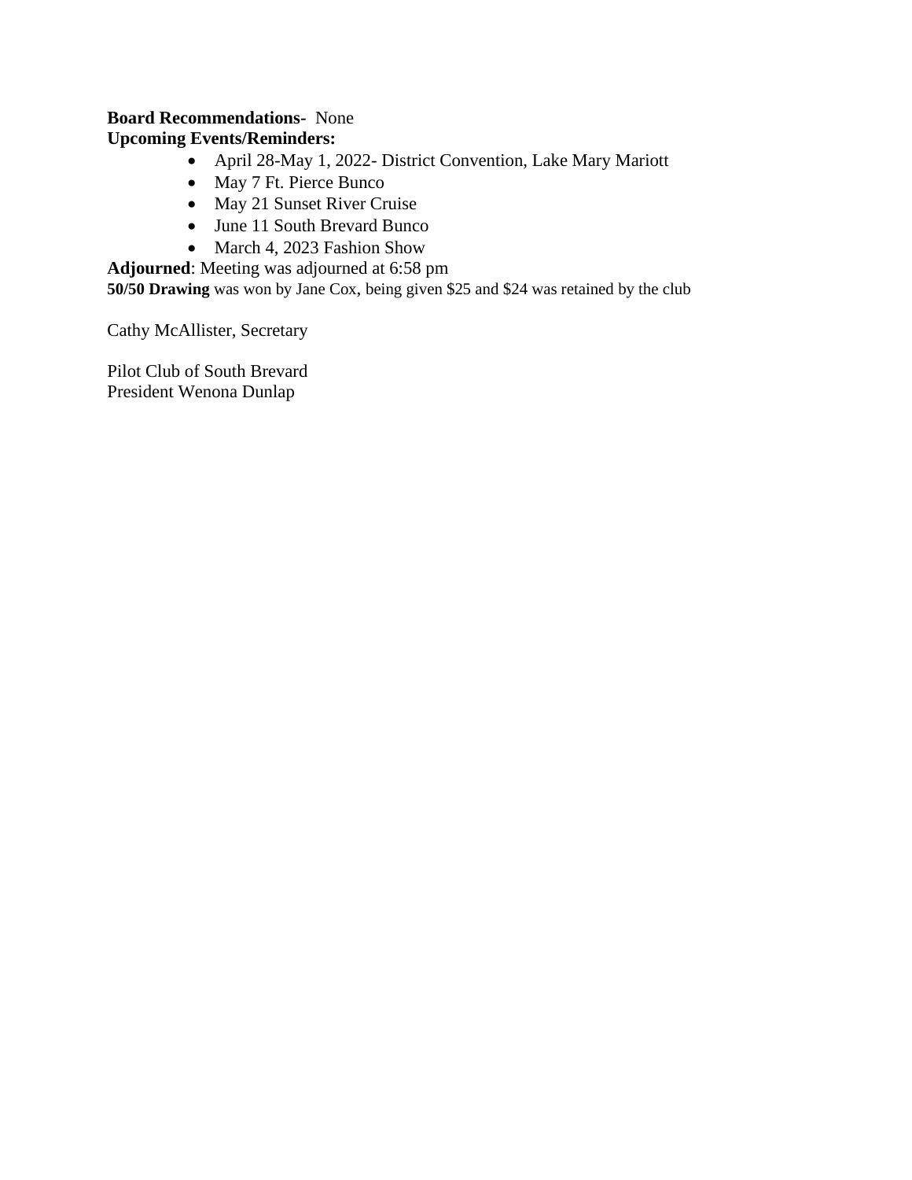**Board Recommendations-** None

**Upcoming Events/Reminders:**

- April 28-May 1, 2022- District Convention, Lake Mary Mariott
- May 7 Ft. Pierce Bunco
- May 21 Sunset River Cruise
- June 11 South Brevard Bunco
- March 4, 2023 Fashion Show

**Adjourned**: Meeting was adjourned at 6:58 pm

**50/50 Drawing** was won by Jane Cox, being given $25 and $24 was retained by the club

Cathy McAllister, Secretary

Pilot Club of South Brevard
President Wenona Dunlap